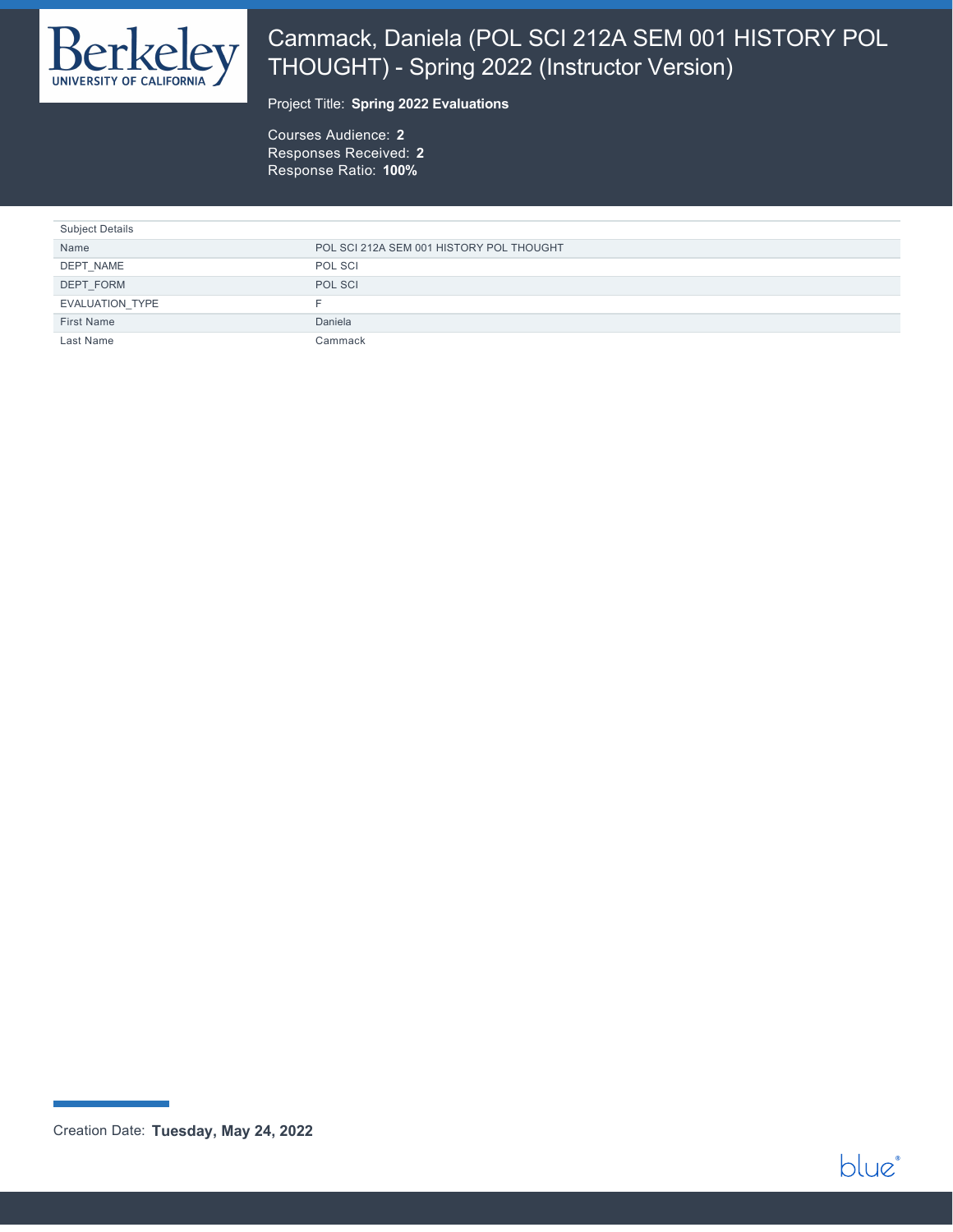# Cammack, Daniela (POL SCI 212A SEM 001 HISTORY POL THOUGHT) - Spring 2022 (Instructor Version)

Project Title: **Spring 2022 Evaluations**

Courses Audience: **2**
Responses Received: **2**
Response Ratio: **100%**

| Subject Details | |
|---|---|
| Name | POL SCI 212A SEM 001 HISTORY POL THOUGHT |
| DEPT_NAME | POL SCI |
| DEPT_FORM | POL SCI |
| EVALUATION_TYPE | F |
| First Name | Daniela |
| Last Name | Cammack |

Creation Date: **Tuesday, May 24, 2022**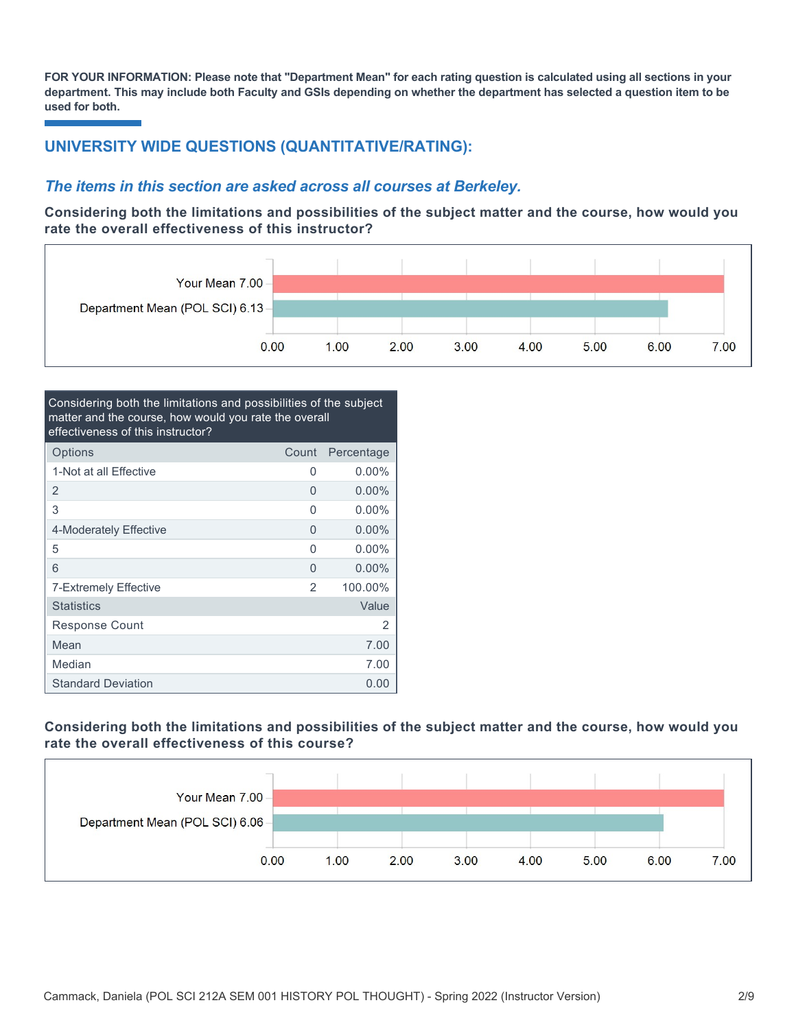**FOR YOUR INFORMATION: Please note that "Department Mean" for each rating question is calculated using all sections in your department. This may include both Faculty and GSIs depending on whether the department has selected a question item to be used for both.**

## UNIVERSITY WIDE QUESTIONS (QUANTITATIVE/RATING):

### *The items in this section are asked across all courses at Berkeley.*

**Considering both the limitations and possibilities of the subject matter and the course, how would you rate the overall effectiveness of this instructor?**

Your Mean 7.00

Department Mean (POL SCI) 6.13

0.00 1.00 2.00 3.00 4.00 5.00 6.00 7.00

| Considering both the limitations and possibilities of the subject matter and the course, how would you rate the overall effectiveness of this instructor? | | |
|---|---|---|
| Options | Count | Percentage |
| 1-Not at all Effective | 0 | 0.00% |
| 2 | 0 | 0.00% |
| 3 | 0 | 0.00% |
| 4-Moderately Effective | 0 | 0.00% |
| 5 | 0 | 0.00% |
| 6 | 0 | 0.00% |
| 7-Extremely Effective | 2 | 100.00% |
| Statistics | | Value |
| Response Count | | 2 |
| Mean | | 7.00 |
| Median | | 7.00 |
| Standard Deviation | | 0.00 |

**Considering both the limitations and possibilities of the subject matter and the course, how would you rate the overall effectiveness of this course?**

Your Mean 7.00

Department Mean (POL SCI) 6.06

0.00 1.00 2.00 3.00 4.00 5.00 6.00 7.00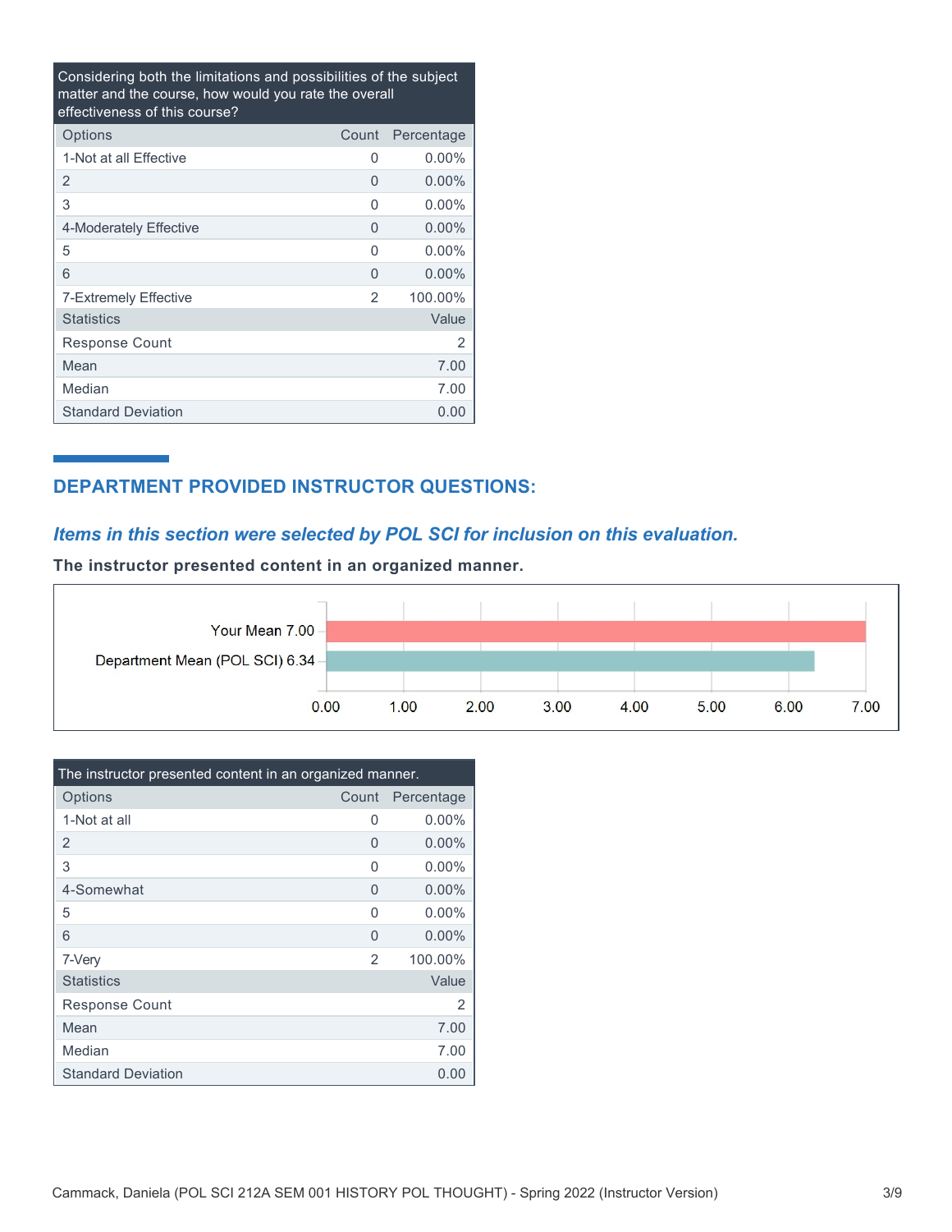| Considering both the limitations and possibilities of the subject matter and the course, how would you rate the overall effectiveness of this course? | | |
|---|---|---|
| Options | Count | Percentage |
| 1-Not at all Effective | 0 | 0.00% |
| 2 | 0 | 0.00% |
| 3 | 0 | 0.00% |
| 4-Moderately Effective | 0 | 0.00% |
| 5 | 0 | 0.00% |
| 6 | 0 | 0.00% |
| 7-Extremely Effective | 2 | 100.00% |
| Statistics | | Value |
| Response Count | | 2 |
| Mean | | 7.00 |
| Median | | 7.00 |
| Standard Deviation | | 0.00 |

## DEPARTMENT PROVIDED INSTRUCTOR QUESTIONS:

### *Items in this section were selected by POL SCI for inclusion on this evaluation.*

**The instructor presented content in an organized manner.**

Your Mean 7.00
Department Mean (POL SCI) 6.34
0.00 1.00 2.00 3.00 4.00 5.00 6.00 7.00

| The instructor presented content in an organized manner. | | |
|---|---|---|
| Options | Count | Percentage |
| 1-Not at all | 0 | 0.00% |
| 2 | 0 | 0.00% |
| 3 | 0 | 0.00% |
| 4-Somewhat | 0 | 0.00% |
| 5 | 0 | 0.00% |
| 6 | 0 | 0.00% |
| 7-Very | 2 | 100.00% |
| Statistics | | Value |
| Response Count | | 2 |
| Mean | | 7.00 |
| Median | | 7.00 |
| Standard Deviation | | 0.00 |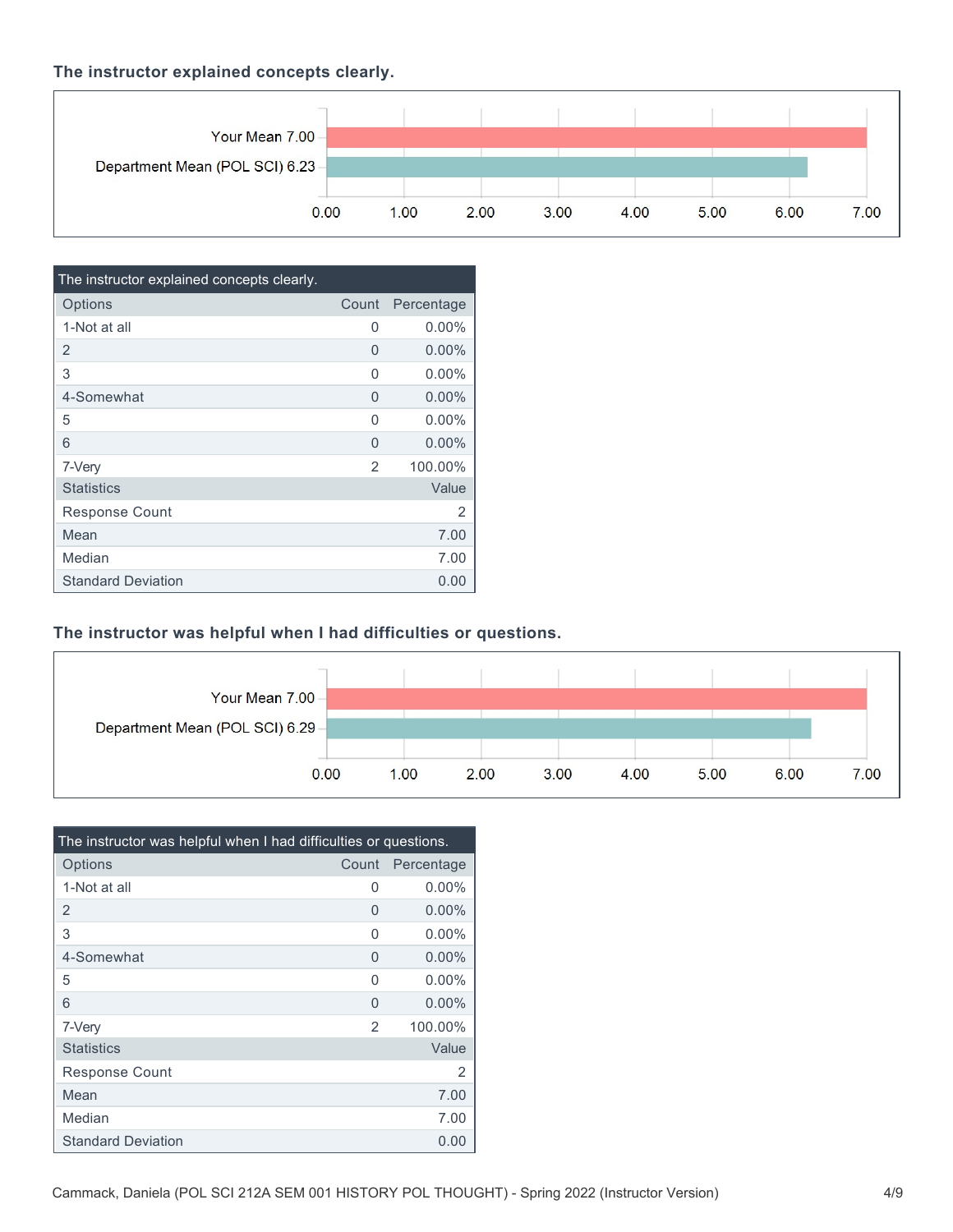### The instructor explained concepts clearly.

Your Mean 7.00

Department Mean (POL SCI) 6.23

0.00 1.00 2.00 3.00 4.00 5.00 6.00 7.00

| The instructor explained concepts clearly. | | |
|---|---|---|
| Options | Count | Percentage |
| 1-Not at all | 0 | 0.00% |
| 2 | 0 | 0.00% |
| 3 | 0 | 0.00% |
| 4-Somewhat | 0 | 0.00% |
| 5 | 0 | 0.00% |
| 6 | 0 | 0.00% |
| 7-Very | 2 | 100.00% |
| Statistics | | Value |
| Response Count | | 2 |
| Mean | | 7.00 |
| Median | | 7.00 |
| Standard Deviation | | 0.00 |

### The instructor was helpful when I had difficulties or questions.

Your Mean 7.00

Department Mean (POL SCI) 6.29

0.00 1.00 2.00 3.00 4.00 5.00 6.00 7.00

| The instructor was helpful when I had difficulties or questions. | | |
|---|---|---|
| Options | Count | Percentage |
| 1-Not at all | 0 | 0.00% |
| 2 | 0 | 0.00% |
| 3 | 0 | 0.00% |
| 4-Somewhat | 0 | 0.00% |
| 5 | 0 | 0.00% |
| 6 | 0 | 0.00% |
| 7-Very | 2 | 100.00% |
| Statistics | | Value |
| Response Count | | 2 |
| Mean | | 7.00 |
| Median | | 7.00 |
| Standard Deviation | | 0.00 |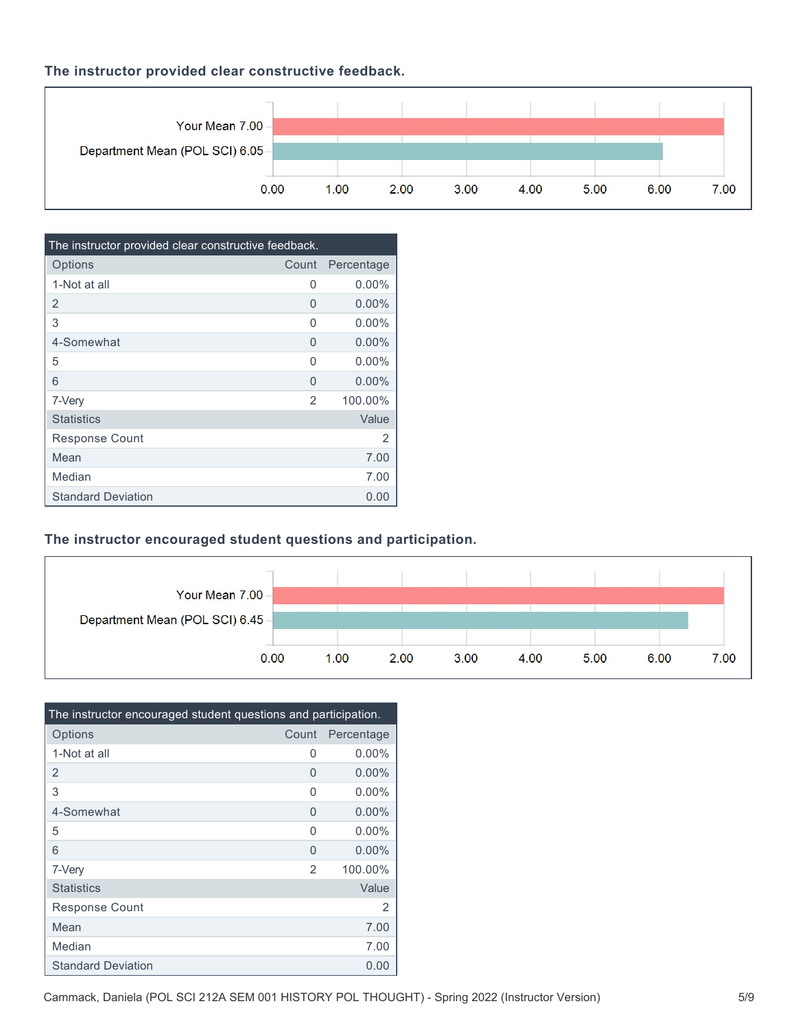### The instructor provided clear constructive feedback.

Your Mean 7.00

Department Mean (POL SCI) 6.05

0.00 1.00 2.00 3.00 4.00 5.00 6.00 7.00

| The instructor provided clear constructive feedback. | | |
|---|---|---|
| Options | Count | Percentage |
| 1-Not at all | 0 | 0.00% |
| 2 | 0 | 0.00% |
| 3 | 0 | 0.00% |
| 4-Somewhat | 0 | 0.00% |
| 5 | 0 | 0.00% |
| 6 | 0 | 0.00% |
| 7-Very | 2 | 100.00% |
| Statistics | | Value |
| Response Count | | 2 |
| Mean | | 7.00 |
| Median | | 7.00 |
| Standard Deviation | | 0.00 |

### The instructor encouraged student questions and participation.

Your Mean 7.00

Department Mean (POL SCI) 6.45

0.00 1.00 2.00 3.00 4.00 5.00 6.00 7.00

| The instructor encouraged student questions and participation. | | |
|---|---|---|
| Options | Count | Percentage |
| 1-Not at all | 0 | 0.00% |
| 2 | 0 | 0.00% |
| 3 | 0 | 0.00% |
| 4-Somewhat | 0 | 0.00% |
| 5 | 0 | 0.00% |
| 6 | 0 | 0.00% |
| 7-Very | 2 | 100.00% |
| Statistics | | Value |
| Response Count | | 2 |
| Mean | | 7.00 |
| Median | | 7.00 |
| Standard Deviation | | 0.00 |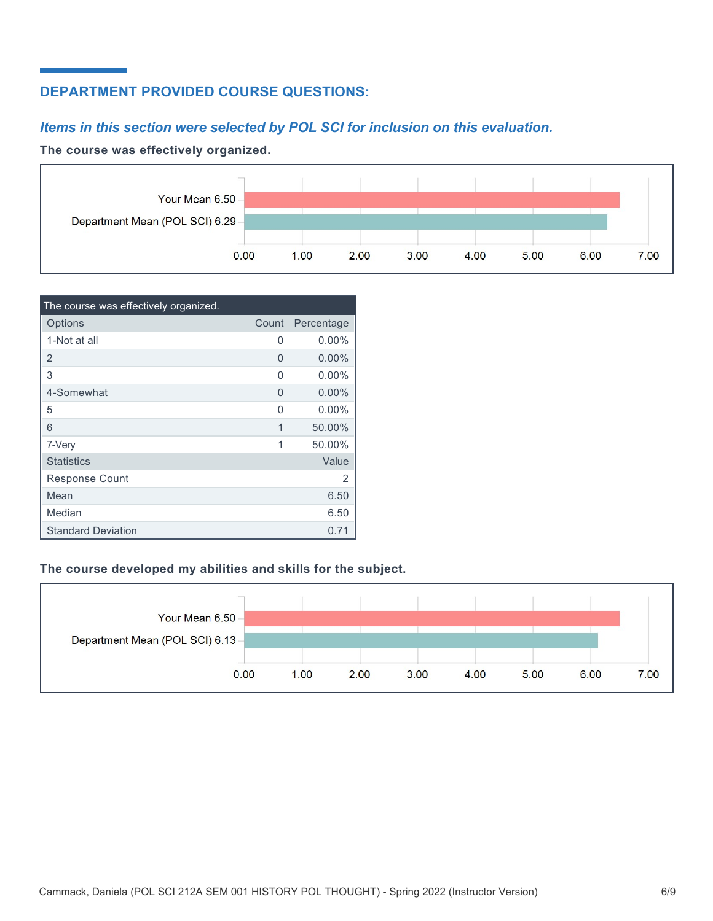## DEPARTMENT PROVIDED COURSE QUESTIONS:

***Items in this section were selected by POL SCI for inclusion on this evaluation.***

**The course was effectively organized.**

Your Mean 6.50

Department Mean (POL SCI) 6.29

0.00 1.00 2.00 3.00 4.00 5.00 6.00 7.00

| The course was effectively organized. | | |
|---|---|---|
| Options | Count | Percentage |
| 1-Not at all | 0 | 0.00% |
| 2 | 0 | 0.00% |
| 3 | 0 | 0.00% |
| 4-Somewhat | 0 | 0.00% |
| 5 | 0 | 0.00% |
| 6 | 1 | 50.00% |
| 7-Very | 1 | 50.00% |
| Statistics | | Value |
| Response Count | | 2 |
| Mean | | 6.50 |
| Median | | 6.50 |
| Standard Deviation | | 0.71 |

**The course developed my abilities and skills for the subject.**

Your Mean 6.50

Department Mean (POL SCI) 6.13

0.00 1.00 2.00 3.00 4.00 5.00 6.00 7.00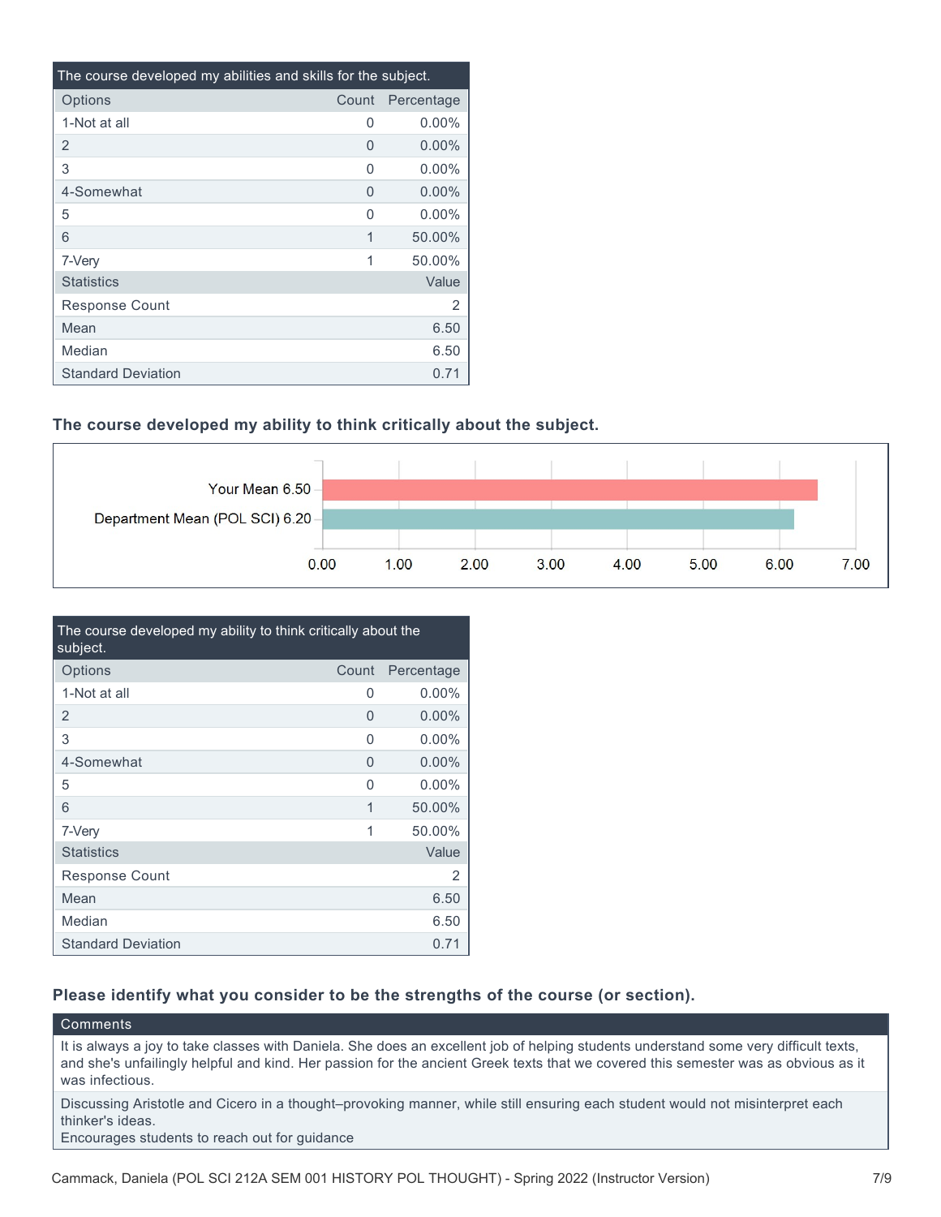| The course developed my abilities and skills for the subject. | | |
|---|---|---|
| Options | Count | Percentage |
| 1-Not at all | 0 | 0.00% |
| 2 | 0 | 0.00% |
| 3 | 0 | 0.00% |
| 4-Somewhat | 0 | 0.00% |
| 5 | 0 | 0.00% |
| 6 | 1 | 50.00% |
| 7-Very | 1 | 50.00% |
| Statistics | | Value |
| Response Count | | 2 |
| Mean | | 6.50 |
| Median | | 6.50 |
| Standard Deviation | | 0.71 |

### The course developed my ability to think critically about the subject.

Your Mean 6.50

Department Mean (POL SCI) 6.20

0.00 1.00 2.00 3.00 4.00 5.00 6.00 7.00

| The course developed my ability to think critically about the subject. | | |
|---|---|---|
| Options | Count | Percentage |
| 1-Not at all | 0 | 0.00% |
| 2 | 0 | 0.00% |
| 3 | 0 | 0.00% |
| 4-Somewhat | 0 | 0.00% |
| 5 | 0 | 0.00% |
| 6 | 1 | 50.00% |
| 7-Very | 1 | 50.00% |
| Statistics | | Value |
| Response Count | | 2 |
| Mean | | 6.50 |
| Median | | 6.50 |
| Standard Deviation | | 0.71 |

### Please identify what you consider to be the strengths of the course (or section).

| Comments |
|---|
| It is always a joy to take classes with Daniela. She does an excellent job of helping students understand some very difficult texts, and she's unfailingly helpful and kind. Her passion for the ancient Greek texts that we covered this semester was as obvious as it was infectious. |
| Discussing Aristotle and Cicero in a thought–provoking manner, while still ensuring each student would not misinterpret each thinker's ideas. Encourages students to reach out for guidance |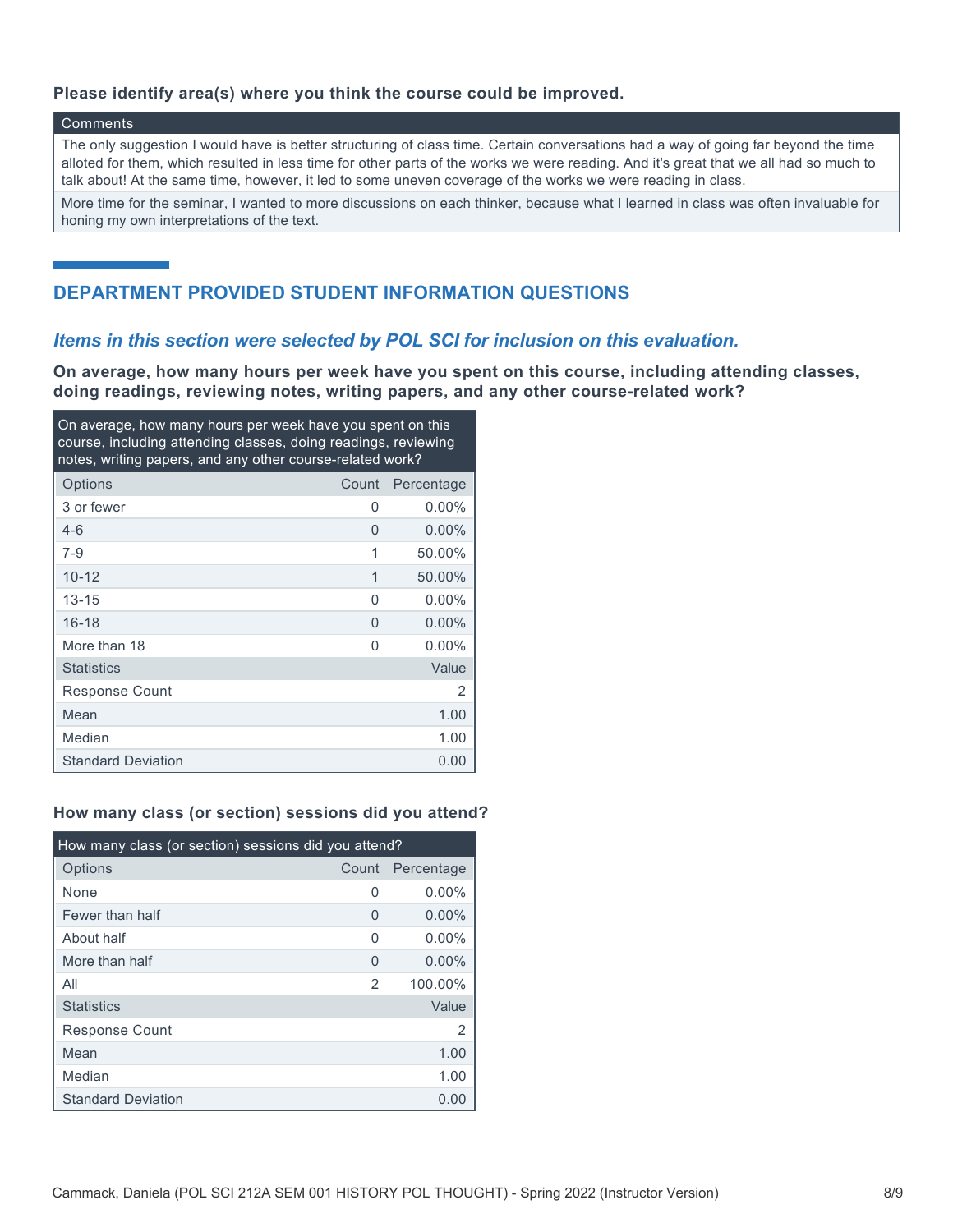**Please identify area(s) where you think the course could be improved.**

| Comments |
|---|
| The only suggestion I would have is better structuring of class time. Certain conversations had a way of going far beyond the time alloted for them, which resulted in less time for other parts of the works we were reading. And it's great that we all had so much to talk about! At the same time, however, it led to some uneven coverage of the works we were reading in class. |
| More time for the seminar, I wanted to more discussions on each thinker, because what I learned in class was often invaluable for honing my own interpretations of the text. |

## DEPARTMENT PROVIDED STUDENT INFORMATION QUESTIONS

### *Items in this section were selected by POL SCI for inclusion on this evaluation.*

**On average, how many hours per week have you spent on this course, including attending classes, doing readings, reviewing notes, writing papers, and any other course-related work?**

| Options | Count | Percentage |
|---|---|---|
| 3 or fewer | 0 | 0.00% |
| 4-6 | 0 | 0.00% |
| 7-9 | 1 | 50.00% |
| 10-12 | 1 | 50.00% |
| 13-15 | 0 | 0.00% |
| 16-18 | 0 | 0.00% |
| More than 18 | 0 | 0.00% |
| **Statistics** | | **Value** |
| Response Count | | 2 |
| Mean | | 1.00 |
| Median | | 1.00 |
| Standard Deviation | | 0.00 |

**How many class (or section) sessions did you attend?**

| Options | Count | Percentage |
|---|---|---|
| None | 0 | 0.00% |
| Fewer than half | 0 | 0.00% |
| About half | 0 | 0.00% |
| More than half | 0 | 0.00% |
| All | 2 | 100.00% |
| **Statistics** | | **Value** |
| Response Count | | 2 |
| Mean | | 1.00 |
| Median | | 1.00 |
| Standard Deviation | | 0.00 |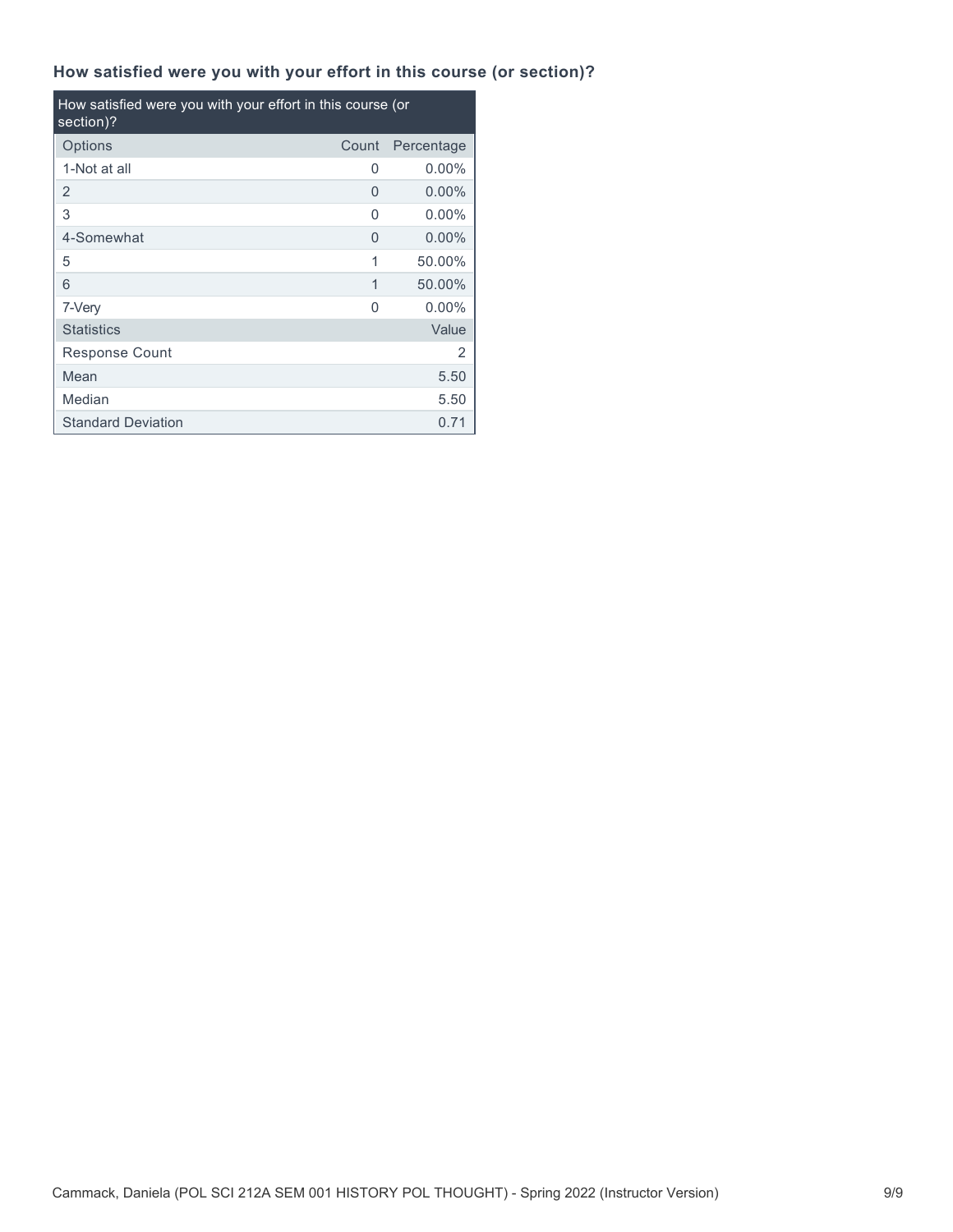### How satisfied were you with your effort in this course (or section)?

| How satisfied were you with your effort in this course (or section)? | | |
| --- | --- | --- |
| Options | Count | Percentage |
| 1-Not at all | 0 | 0.00% |
| 2 | 0 | 0.00% |
| 3 | 0 | 0.00% |
| 4-Somewhat | 0 | 0.00% |
| 5 | 1 | 50.00% |
| 6 | 1 | 50.00% |
| 7-Very | 0 | 0.00% |
| Statistics | | Value |
| Response Count | | 2 |
| Mean | | 5.50 |
| Median | | 5.50 |
| Standard Deviation | | 0.71 |